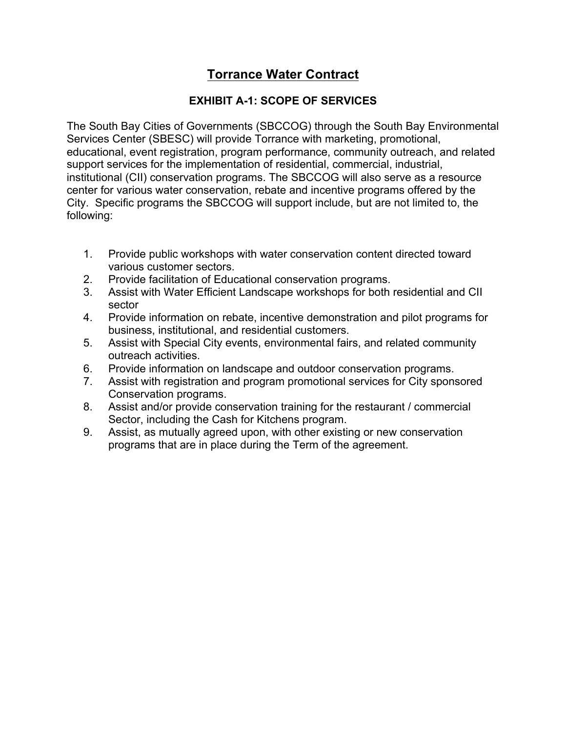# Torrance Water Contract

## EXHIBIT A-1: SCOPE OF SERVICES

The South Bay Cities of Governments (SBCCOG) through the South Bay Environmental Services Center (SBESC) will provide Torrance with marketing, promotional, educational, event registration, program performance, community outreach, and related support services for the implementation of residential, commercial, industrial, institutional (CII) conservation programs. The SBCCOG will also serve as a resource center for various water conservation, rebate and incentive programs offered by the City. Specific programs the SBCCOG will support include, but are not limited to, the following:

1. Provide public workshops with water conservation content directed toward various customer sectors.
2. Provide facilitation of Educational conservation programs.
3. Assist with Water Efficient Landscape workshops for both residential and CII sector
4. Provide information on rebate, incentive demonstration and pilot programs for business, institutional, and residential customers.
5. Assist with Special City events, environmental fairs, and related community outreach activities.
6. Provide information on landscape and outdoor conservation programs.
7. Assist with registration and program promotional services for City sponsored Conservation programs.
8. Assist and/or provide conservation training for the restaurant / commercial Sector, including the Cash for Kitchens program.
9. Assist, as mutually agreed upon, with other existing or new conservation programs that are in place during the Term of the agreement.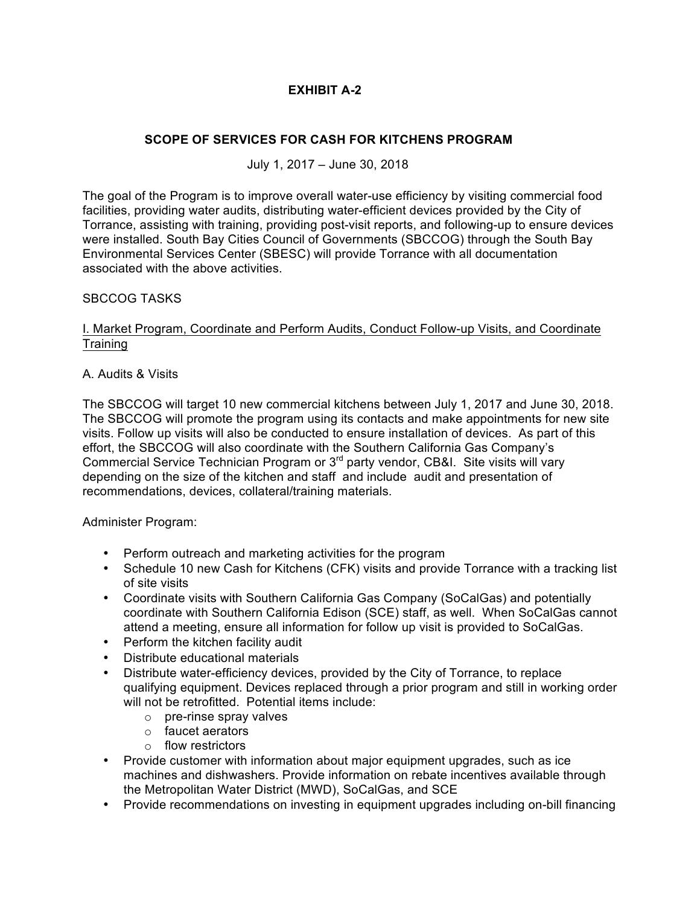## EXHIBIT A-2

### SCOPE OF SERVICES FOR CASH FOR KITCHENS PROGRAM

July 1, 2017 – June 30, 2018

The goal of the Program is to improve overall water-use efficiency by visiting commercial food facilities, providing water audits, distributing water-efficient devices provided by the City of Torrance, assisting with training, providing post-visit reports, and following-up to ensure devices were installed. South Bay Cities Council of Governments (SBCCOG) through the South Bay Environmental Services Center (SBESC) will provide Torrance with all documentation associated with the above activities.

SBCCOG TASKS

<u>I. Market Program, Coordinate and Perform Audits, Conduct Follow-up Visits, and Coordinate Training</u>

A. Audits & Visits

The SBCCOG will target 10 new commercial kitchens between July 1, 2017 and June 30, 2018. The SBCCOG will promote the program using its contacts and make appointments for new site visits. Follow up visits will also be conducted to ensure installation of devices. As part of this effort, the SBCCOG will also coordinate with the Southern California Gas Company's Commercial Service Technician Program or 3rd party vendor, CB&I. Site visits will vary depending on the size of the kitchen and staff and include audit and presentation of recommendations, devices, collateral/training materials.

Administer Program:

- Perform outreach and marketing activities for the program
- Schedule 10 new Cash for Kitchens (CFK) visits and provide Torrance with a tracking list of site visits
- Coordinate visits with Southern California Gas Company (SoCalGas) and potentially coordinate with Southern California Edison (SCE) staff, as well. When SoCalGas cannot attend a meeting, ensure all information for follow up visit is provided to SoCalGas.
- Perform the kitchen facility audit
- Distribute educational materials
- Distribute water-efficiency devices, provided by the City of Torrance, to replace qualifying equipment. Devices replaced through a prior program and still in working order will not be retrofitted. Potential items include:
  - pre-rinse spray valves
  - faucet aerators
  - flow restrictors
- Provide customer with information about major equipment upgrades, such as ice machines and dishwashers. Provide information on rebate incentives available through the Metropolitan Water District (MWD), SoCalGas, and SCE
- Provide recommendations on investing in equipment upgrades including on-bill financing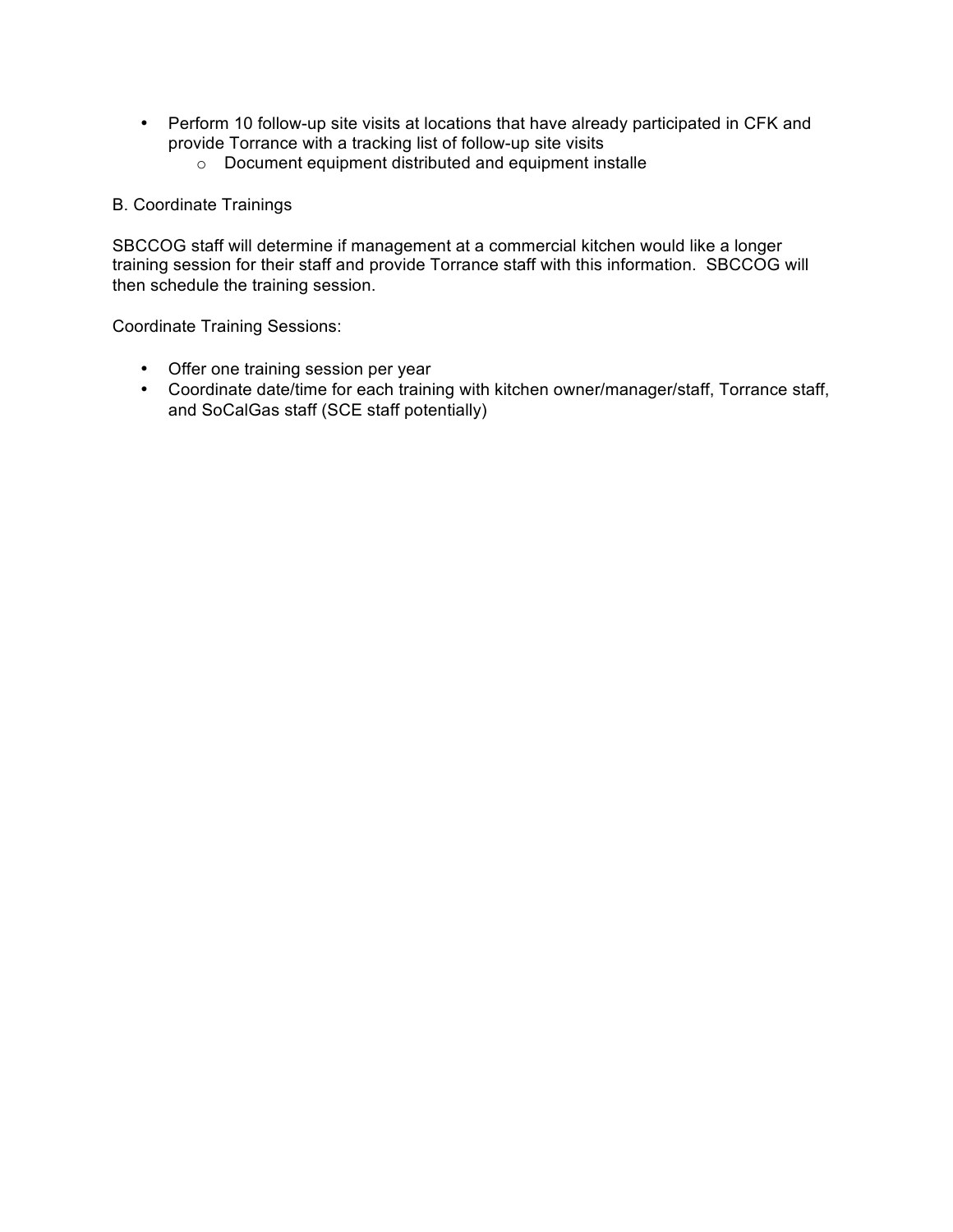- Perform 10 follow-up site visits at locations that have already participated in CFK and provide Torrance with a tracking list of follow-up site visits
  - Document equipment distributed and equipment installe

B. Coordinate Trainings

SBCCOG staff will determine if management at a commercial kitchen would like a longer training session for their staff and provide Torrance staff with this information. SBCCOG will then schedule the training session.

Coordinate Training Sessions:

- Offer one training session per year
- Coordinate date/time for each training with kitchen owner/manager/staff, Torrance staff, and SoCalGas staff (SCE staff potentially)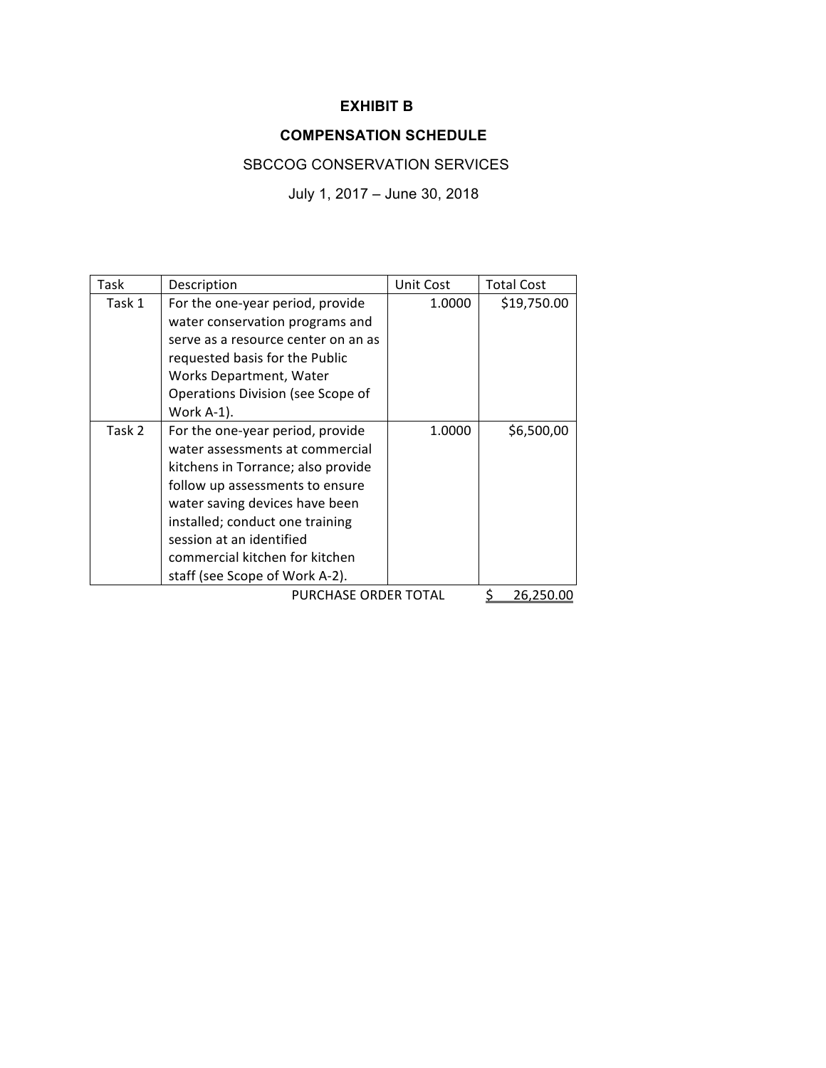**EXHIBIT B**

**COMPENSATION SCHEDULE**

SBCCOG CONSERVATION SERVICES

July 1, 2017 – June 30, 2018

| Task | Description | Unit Cost | Total Cost |
|---|---|---|---|
| Task 1 | For the one-year period, provide water conservation programs and serve as a resource center on an as requested basis for the Public Works Department, Water Operations Division (see Scope of Work A-1). | 1.0000 | $19,750.00 |
| Task 2 | For the one-year period, provide water assessments at commercial kitchens in Torrance; also provide follow up assessments to ensure water saving devices have been installed; conduct one training session at an identified commercial kitchen for kitchen staff (see Scope of Work A-2). | 1.0000 | $6,500,00 |
| | | PURCHASE ORDER TOTAL | $ 26,250.00 |